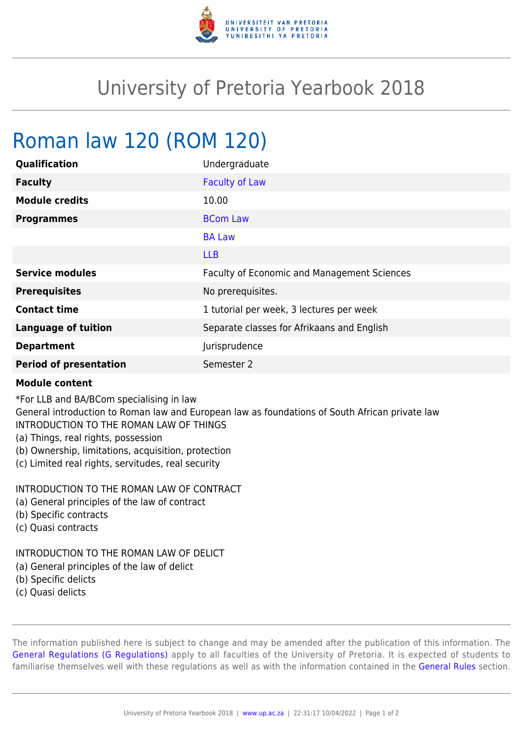# University of Pretoria Yearbook 2018

## Roman law 120 (ROM 120)

| | |
|---|---|
| **Qualification** | Undergraduate |
| **Faculty** | Faculty of Law |
| **Module credits** | 10.00 |
| **Programmes** | BCom Law |
| | BA Law |
| | LLB |
| **Service modules** | Faculty of Economic and Management Sciences |
| **Prerequisites** | No prerequisites. |
| **Contact time** | 1 tutorial per week, 3 lectures per week |
| **Language of tuition** | Separate classes for Afrikaans and English |
| **Department** | Jurisprudence |
| **Period of presentation** | Semester 2 |

**Module content**

*For LLB and BA/BCom specialising in law
General introduction to Roman law and European law as foundations of South African private law
INTRODUCTION TO THE ROMAN LAW OF THINGS
(a) Things, real rights, possession
(b) Ownership, limitations, acquisition, protection
(c) Limited real rights, servitudes, real security

INTRODUCTION TO THE ROMAN LAW OF CONTRACT
(a) General principles of the law of contract
(b) Specific contracts
(c) Quasi contracts

INTRODUCTION TO THE ROMAN LAW OF DELICT
(a) General principles of the law of delict
(b) Specific delicts
(c) Quasi delicts

The information published here is subject to change and may be amended after the publication of this information. The General Regulations (G Regulations) apply to all faculties of the University of Pretoria. It is expected of students to familiarise themselves well with these regulations as well as with the information contained in the General Rules section.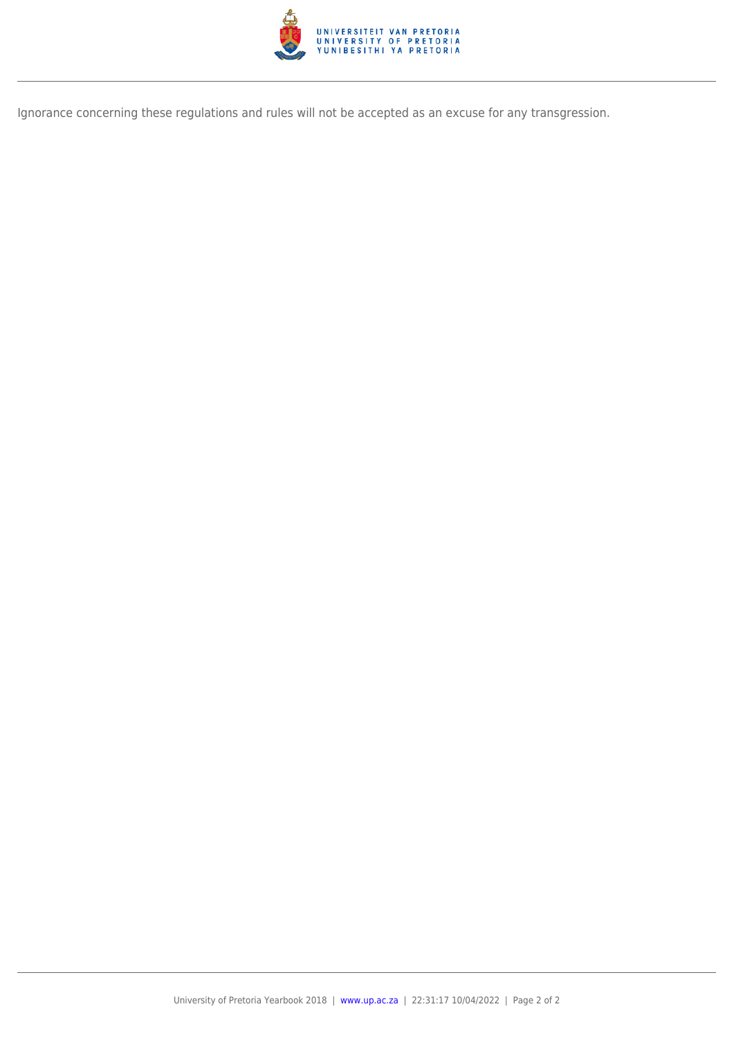Ignorance concerning these regulations and rules will not be accepted as an excuse for any transgression.